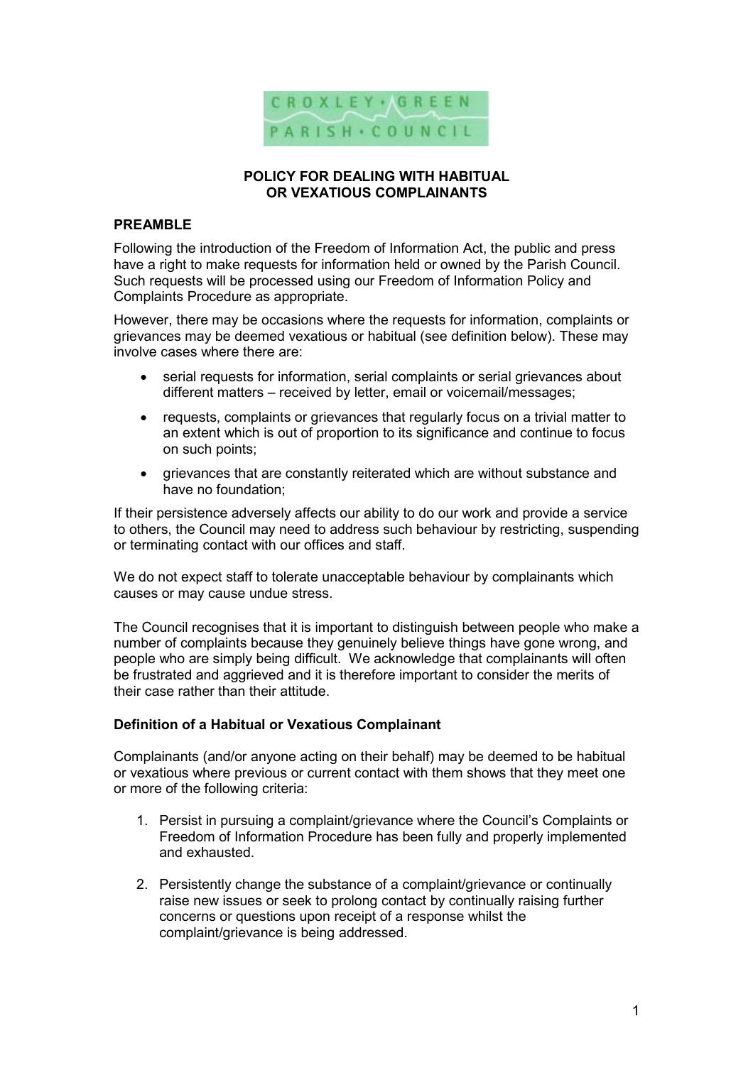CROXLEY • GREEN
PARISH • COUNCIL

# POLICY FOR DEALING WITH HABITUAL OR VEXATIOUS COMPLAINANTS

## PREAMBLE

Following the introduction of the Freedom of Information Act, the public and press have a right to make requests for information held or owned by the Parish Council. Such requests will be processed using our Freedom of Information Policy and Complaints Procedure as appropriate.

However, there may be occasions where the requests for information, complaints or grievances may be deemed vexatious or habitual (see definition below). These may involve cases where there are:

- serial requests for information, serial complaints or serial grievances about different matters – received by letter, email or voicemail/messages;
- requests, complaints or grievances that regularly focus on a trivial matter to an extent which is out of proportion to its significance and continue to focus on such points;
- grievances that are constantly reiterated which are without substance and have no foundation;

If their persistence adversely affects our ability to do our work and provide a service to others, the Council may need to address such behaviour by restricting, suspending or terminating contact with our offices and staff.

We do not expect staff to tolerate unacceptable behaviour by complainants which causes or may cause undue stress.

The Council recognises that it is important to distinguish between people who make a number of complaints because they genuinely believe things have gone wrong, and people who are simply being difficult. We acknowledge that complainants will often be frustrated and aggrieved and it is therefore important to consider the merits of their case rather than their attitude.

### Definition of a Habitual or Vexatious Complainant

Complainants (and/or anyone acting on their behalf) may be deemed to be habitual or vexatious where previous or current contact with them shows that they meet one or more of the following criteria:

1. Persist in pursuing a complaint/grievance where the Council's Complaints or Freedom of Information Procedure has been fully and properly implemented and exhausted.
2. Persistently change the substance of a complaint/grievance or continually raise new issues or seek to prolong contact by continually raising further concerns or questions upon receipt of a response whilst the complaint/grievance is being addressed.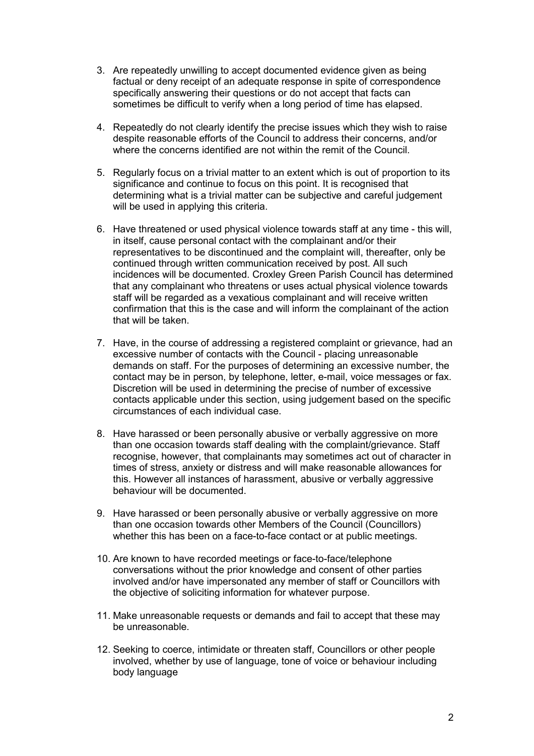3. Are repeatedly unwilling to accept documented evidence given as being factual or deny receipt of an adequate response in spite of correspondence specifically answering their questions or do not accept that facts can sometimes be difficult to verify when a long period of time has elapsed.

4. Repeatedly do not clearly identify the precise issues which they wish to raise despite reasonable efforts of the Council to address their concerns, and/or where the concerns identified are not within the remit of the Council.

5. Regularly focus on a trivial matter to an extent which is out of proportion to its significance and continue to focus on this point. It is recognised that determining what is a trivial matter can be subjective and careful judgement will be used in applying this criteria.

6. Have threatened or used physical violence towards staff at any time - this will, in itself, cause personal contact with the complainant and/or their representatives to be discontinued and the complaint will, thereafter, only be continued through written communication received by post. All such incidences will be documented. Croxley Green Parish Council has determined that any complainant who threatens or uses actual physical violence towards staff will be regarded as a vexatious complainant and will receive written confirmation that this is the case and will inform the complainant of the action that will be taken.

7. Have, in the course of addressing a registered complaint or grievance, had an excessive number of contacts with the Council - placing unreasonable demands on staff. For the purposes of determining an excessive number, the contact may be in person, by telephone, letter, e-mail, voice messages or fax. Discretion will be used in determining the precise of number of excessive contacts applicable under this section, using judgement based on the specific circumstances of each individual case.

8. Have harassed or been personally abusive or verbally aggressive on more than one occasion towards staff dealing with the complaint/grievance. Staff recognise, however, that complainants may sometimes act out of character in times of stress, anxiety or distress and will make reasonable allowances for this. However all instances of harassment, abusive or verbally aggressive behaviour will be documented.

9. Have harassed or been personally abusive or verbally aggressive on more than one occasion towards other Members of the Council (Councillors) whether this has been on a face-to-face contact or at public meetings.

10. Are known to have recorded meetings or face-to-face/telephone conversations without the prior knowledge and consent of other parties involved and/or have impersonated any member of staff or Councillors with the objective of soliciting information for whatever purpose.

11. Make unreasonable requests or demands and fail to accept that these may be unreasonable.

12. Seeking to coerce, intimidate or threaten staff, Councillors or other people involved, whether by use of language, tone of voice or behaviour including body language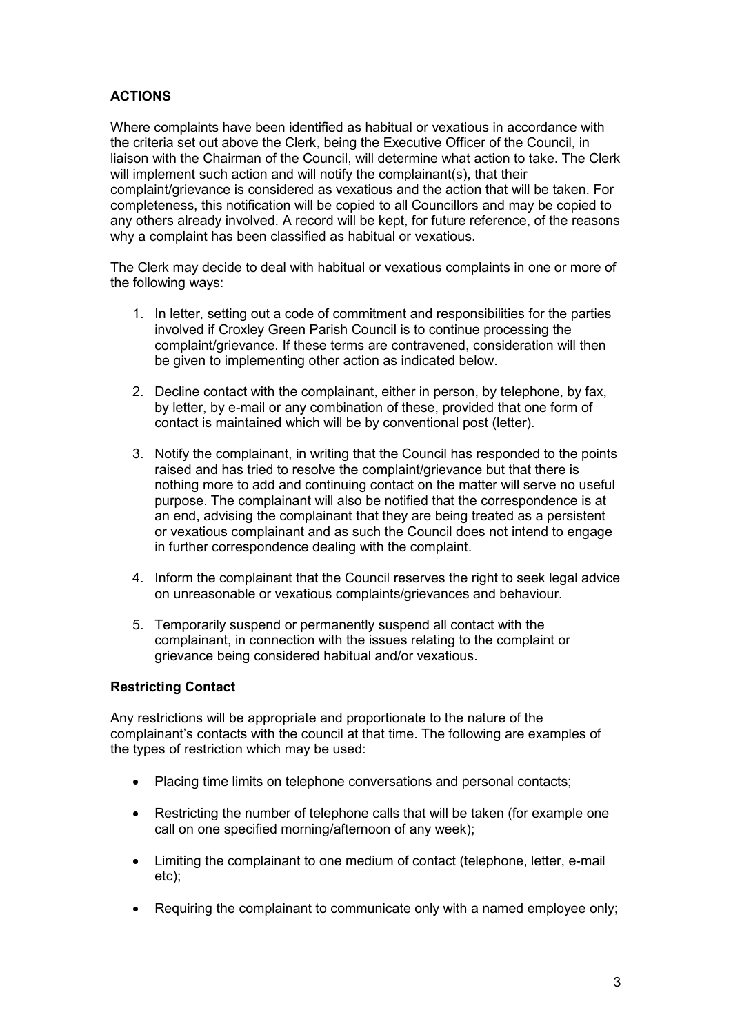## ACTIONS

Where complaints have been identified as habitual or vexatious in accordance with the criteria set out above the Clerk, being the Executive Officer of the Council, in liaison with the Chairman of the Council, will determine what action to take. The Clerk will implement such action and will notify the complainant(s), that their complaint/grievance is considered as vexatious and the action that will be taken. For completeness, this notification will be copied to all Councillors and may be copied to any others already involved. A record will be kept, for future reference, of the reasons why a complaint has been classified as habitual or vexatious.

The Clerk may decide to deal with habitual or vexatious complaints in one or more of the following ways:

1. In letter, setting out a code of commitment and responsibilities for the parties involved if Croxley Green Parish Council is to continue processing the complaint/grievance. If these terms are contravened, consideration will then be given to implementing other action as indicated below.

2. Decline contact with the complainant, either in person, by telephone, by fax, by letter, by e-mail or any combination of these, provided that one form of contact is maintained which will be by conventional post (letter).

3. Notify the complainant, in writing that the Council has responded to the points raised and has tried to resolve the complaint/grievance but that there is nothing more to add and continuing contact on the matter will serve no useful purpose. The complainant will also be notified that the correspondence is at an end, advising the complainant that they are being treated as a persistent or vexatious complainant and as such the Council does not intend to engage in further correspondence dealing with the complaint.

4. Inform the complainant that the Council reserves the right to seek legal advice on unreasonable or vexatious complaints/grievances and behaviour.

5. Temporarily suspend or permanently suspend all contact with the complainant, in connection with the issues relating to the complaint or grievance being considered habitual and/or vexatious.

### Restricting Contact

Any restrictions will be appropriate and proportionate to the nature of the complainant's contacts with the council at that time. The following are examples of the types of restriction which may be used:

- Placing time limits on telephone conversations and personal contacts;

- Restricting the number of telephone calls that will be taken (for example one call on one specified morning/afternoon of any week);

- Limiting the complainant to one medium of contact (telephone, letter, e-mail etc);

- Requiring the complainant to communicate only with a named employee only;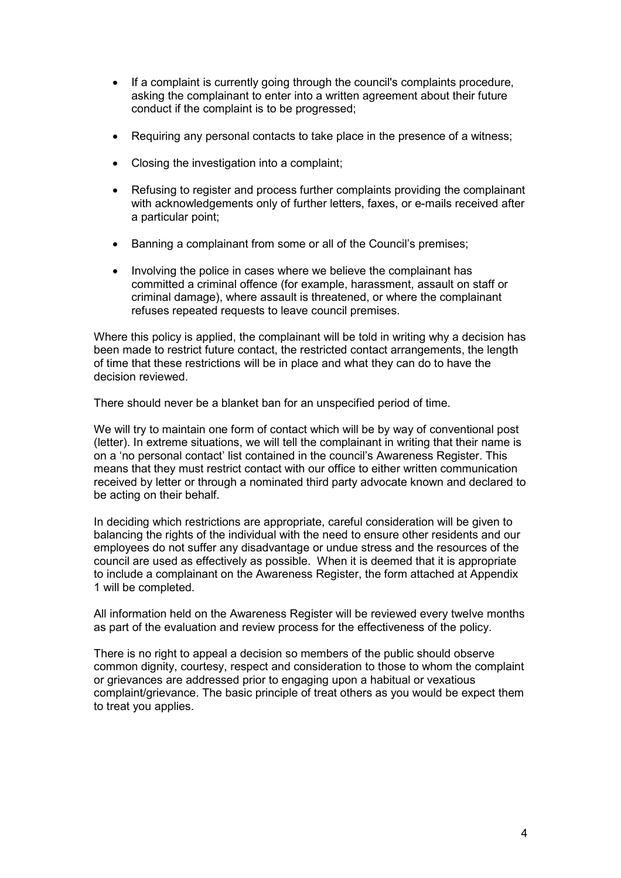- If a complaint is currently going through the council's complaints procedure, asking the complainant to enter into a written agreement about their future conduct if the complaint is to be progressed;

- Requiring any personal contacts to take place in the presence of a witness;

- Closing the investigation into a complaint;

- Refusing to register and process further complaints providing the complainant with acknowledgements only of further letters, faxes, or e-mails received after a particular point;

- Banning a complainant from some or all of the Council's premises;

- Involving the police in cases where we believe the complainant has committed a criminal offence (for example, harassment, assault on staff or criminal damage), where assault is threatened, or where the complainant refuses repeated requests to leave council premises.

Where this policy is applied, the complainant will be told in writing why a decision has been made to restrict future contact, the restricted contact arrangements, the length of time that these restrictions will be in place and what they can do to have the decision reviewed.

There should never be a blanket ban for an unspecified period of time.

We will try to maintain one form of contact which will be by way of conventional post (letter). In extreme situations, we will tell the complainant in writing that their name is on a 'no personal contact' list contained in the council's Awareness Register. This means that they must restrict contact with our office to either written communication received by letter or through a nominated third party advocate known and declared to be acting on their behalf.

In deciding which restrictions are appropriate, careful consideration will be given to balancing the rights of the individual with the need to ensure other residents and our employees do not suffer any disadvantage or undue stress and the resources of the council are used as effectively as possible. When it is deemed that it is appropriate to include a complainant on the Awareness Register, the form attached at Appendix 1 will be completed.

All information held on the Awareness Register will be reviewed every twelve months as part of the evaluation and review process for the effectiveness of the policy.

There is no right to appeal a decision so members of the public should observe common dignity, courtesy, respect and consideration to those to whom the complaint or grievances are addressed prior to engaging upon a habitual or vexatious complaint/grievance. The basic principle of treat others as you would be expect them to treat you applies.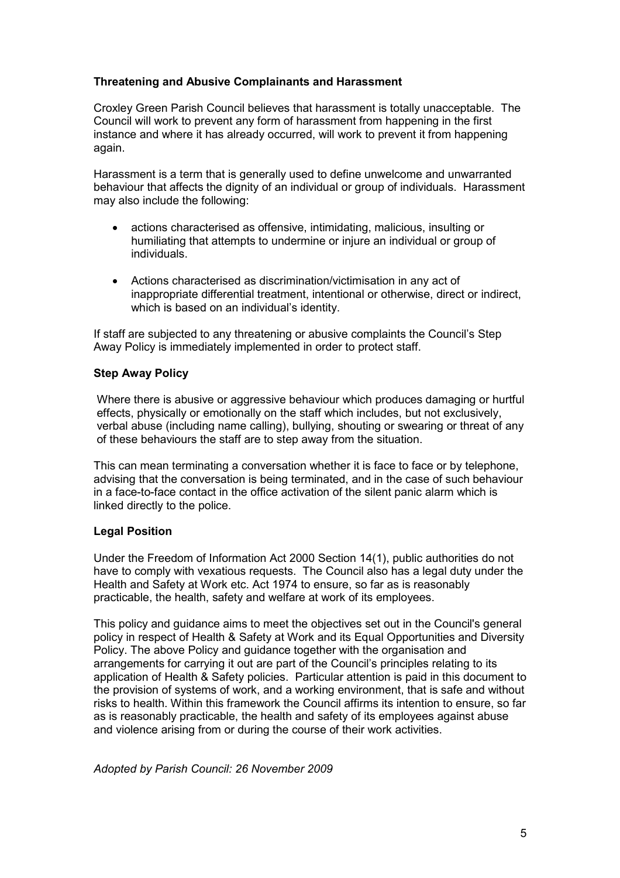**Threatening and Abusive Complainants and Harassment**

Croxley Green Parish Council believes that harassment is totally unacceptable. The Council will work to prevent any form of harassment from happening in the first instance and where it has already occurred, will work to prevent it from happening again.

Harassment is a term that is generally used to define unwelcome and unwarranted behaviour that affects the dignity of an individual or group of individuals. Harassment may also include the following:

- actions characterised as offensive, intimidating, malicious, insulting or humiliating that attempts to undermine or injure an individual or group of individuals.
- Actions characterised as discrimination/victimisation in any act of inappropriate differential treatment, intentional or otherwise, direct or indirect, which is based on an individual's identity.

If staff are subjected to any threatening or abusive complaints the Council's Step Away Policy is immediately implemented in order to protect staff.

**Step Away Policy**

Where there is abusive or aggressive behaviour which produces damaging or hurtful effects, physically or emotionally on the staff which includes, but not exclusively, verbal abuse (including name calling), bullying, shouting or swearing or threat of any of these behaviours the staff are to step away from the situation.

This can mean terminating a conversation whether it is face to face or by telephone, advising that the conversation is being terminated, and in the case of such behaviour in a face-to-face contact in the office activation of the silent panic alarm which is linked directly to the police.

**Legal Position**

Under the Freedom of Information Act 2000 Section 14(1), public authorities do not have to comply with vexatious requests. The Council also has a legal duty under the Health and Safety at Work etc. Act 1974 to ensure, so far as is reasonably practicable, the health, safety and welfare at work of its employees.

This policy and guidance aims to meet the objectives set out in the Council's general policy in respect of Health & Safety at Work and its Equal Opportunities and Diversity Policy. The above Policy and guidance together with the organisation and arrangements for carrying it out are part of the Council's principles relating to its application of Health & Safety policies. Particular attention is paid in this document to the provision of systems of work, and a working environment, that is safe and without risks to health. Within this framework the Council affirms its intention to ensure, so far as is reasonably practicable, the health and safety of its employees against abuse and violence arising from or during the course of their work activities.

*Adopted by Parish Council: 26 November 2009*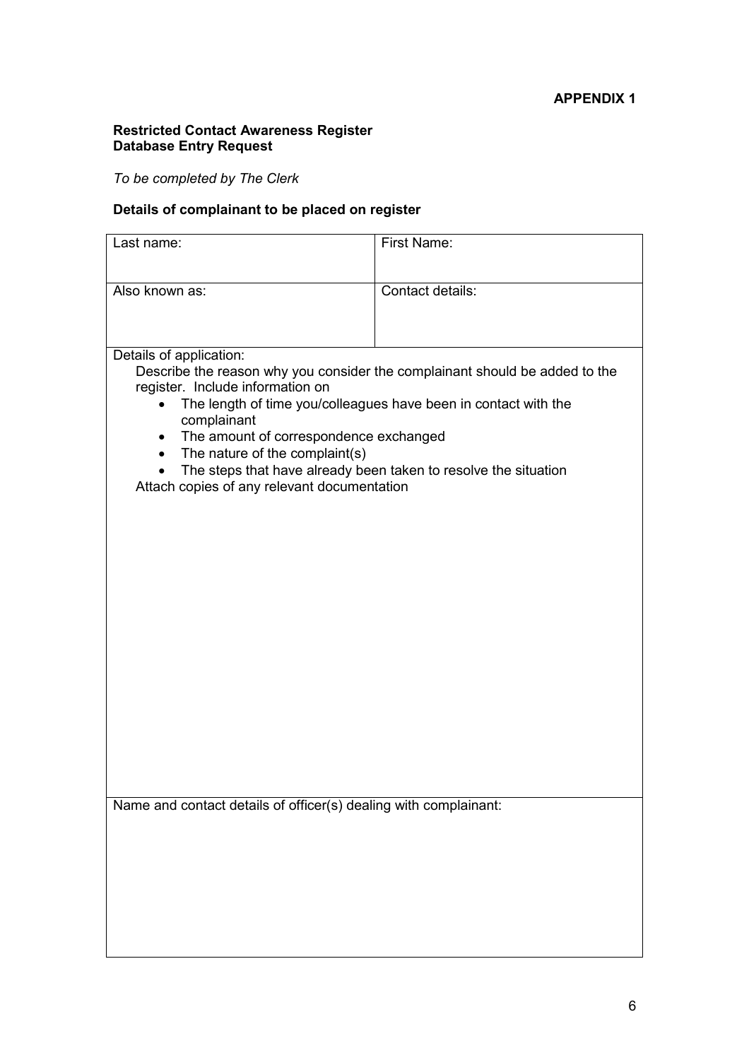**APPENDIX 1**

**Restricted Contact Awareness Register**
**Database Entry Request**

*To be completed by The Clerk*

**Details of complainant to be placed on register**

| Last name: | First Name: |
|---|---|
| Also known as: | Contact details: |

Details of application:

Describe the reason why you consider the complainant should be added to the register. Include information on

- The length of time you/colleagues have been in contact with the complainant
- The amount of correspondence exchanged
- The nature of the complaint(s)
- The steps that have already been taken to resolve the situation

Attach copies of any relevant documentation

Name and contact details of officer(s) dealing with complainant: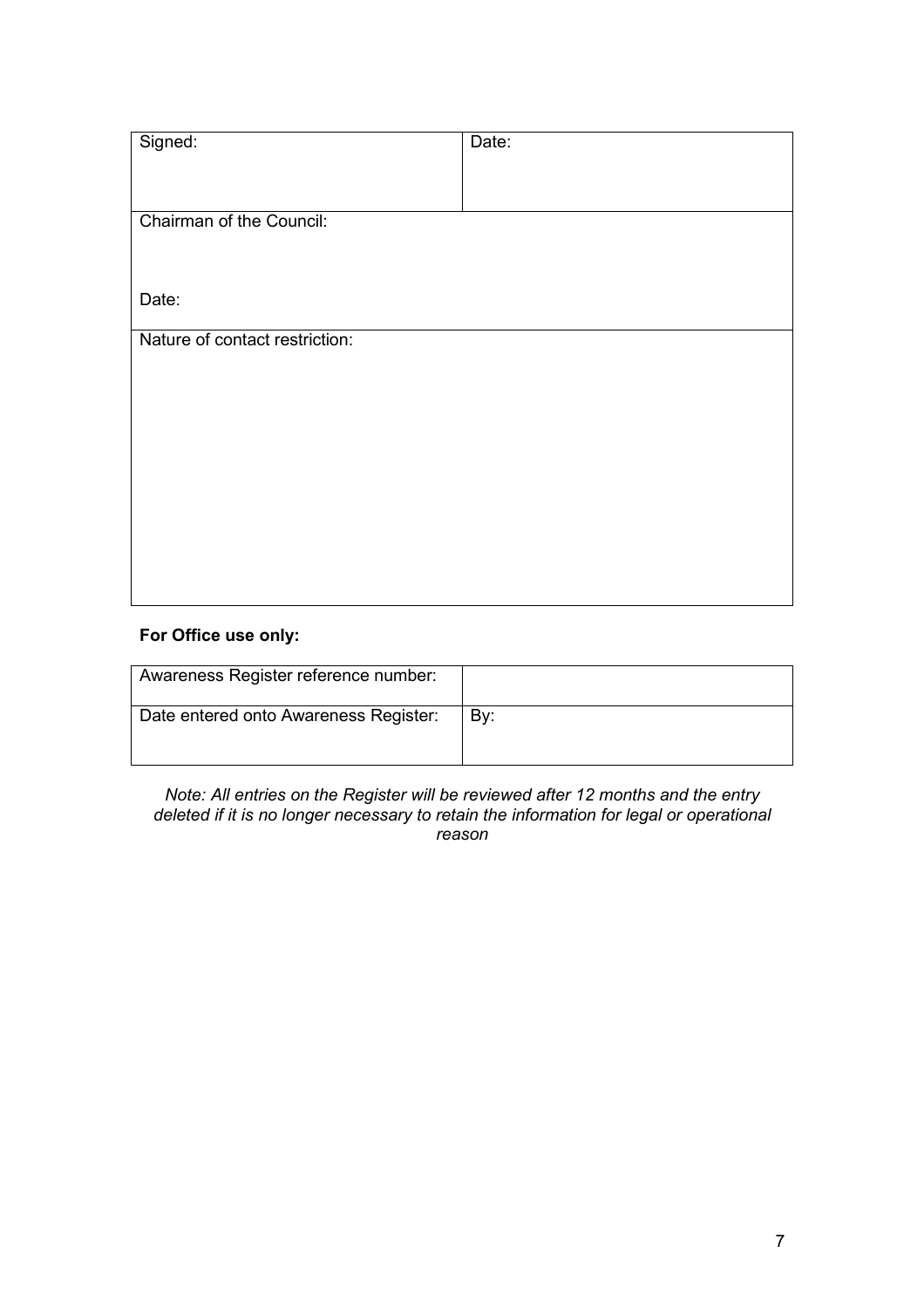| | |
|---|---|
| Signed: | Date: |
| Chairman of the Council:<br><br>Date: | |
| Nature of contact restriction: | |

**For Office use only:**

| | |
|---|---|
| Awareness Register reference number: | |
| Date entered onto Awareness Register: | By: |

*Note: All entries on the Register will be reviewed after 12 months and the entry deleted if it is no longer necessary to retain the information for legal or operational reason*